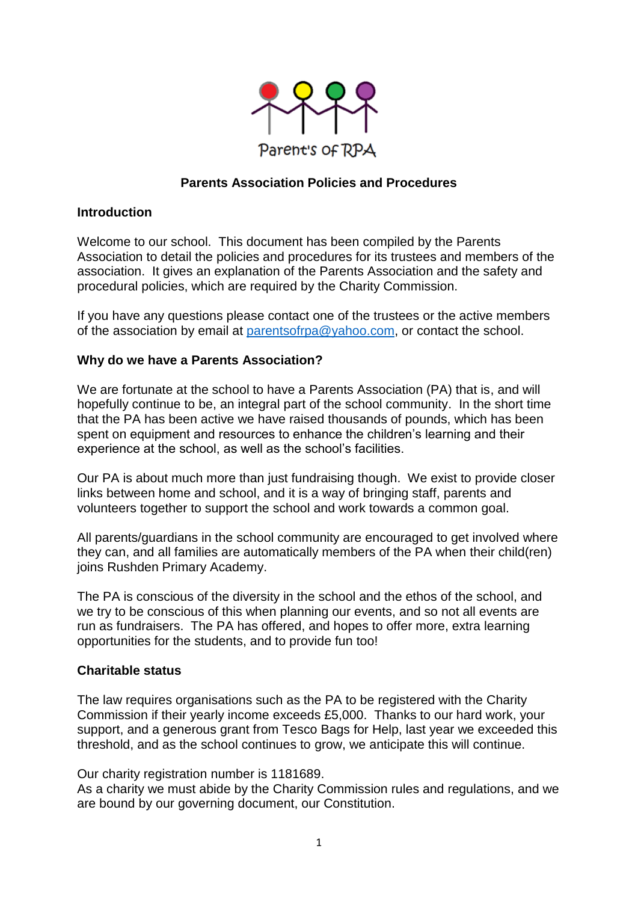Parent's of RPA

# Parents Association Policies and Procedures

## Introduction

Welcome to our school. This document has been compiled by the Parents Association to detail the policies and procedures for its trustees and members of the association. It gives an explanation of the Parents Association and the safety and procedural policies, which are required by the Charity Commission.

If you have any questions please contact one of the trustees or the active members of the association by email at parentsofrpa@yahoo.com, or contact the school.

## Why do we have a Parents Association?

We are fortunate at the school to have a Parents Association (PA) that is, and will hopefully continue to be, an integral part of the school community. In the short time that the PA has been active we have raised thousands of pounds, which has been spent on equipment and resources to enhance the children's learning and their experience at the school, as well as the school's facilities.

Our PA is about much more than just fundraising though. We exist to provide closer links between home and school, and it is a way of bringing staff, parents and volunteers together to support the school and work towards a common goal.

All parents/guardians in the school community are encouraged to get involved where they can, and all families are automatically members of the PA when their child(ren) joins Rushden Primary Academy.

The PA is conscious of the diversity in the school and the ethos of the school, and we try to be conscious of this when planning our events, and so not all events are run as fundraisers. The PA has offered, and hopes to offer more, extra learning opportunities for the students, and to provide fun too!

## Charitable status

The law requires organisations such as the PA to be registered with the Charity Commission if their yearly income exceeds £5,000. Thanks to our hard work, your support, and a generous grant from Tesco Bags for Help, last year we exceeded this threshold, and as the school continues to grow, we anticipate this will continue.

Our charity registration number is 1181689.
As a charity we must abide by the Charity Commission rules and regulations, and we are bound by our governing document, our Constitution.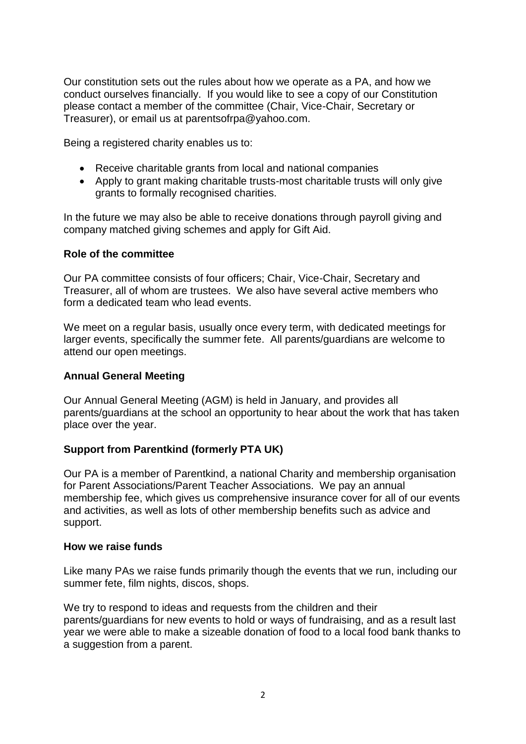Our constitution sets out the rules about how we operate as a PA, and how we conduct ourselves financially. If you would like to see a copy of our Constitution please contact a member of the committee (Chair, Vice-Chair, Secretary or Treasurer), or email us at parentsofrpa@yahoo.com.

Being a registered charity enables us to:

- Receive charitable grants from local and national companies
- Apply to grant making charitable trusts-most charitable trusts will only give grants to formally recognised charities.

In the future we may also be able to receive donations through payroll giving and company matched giving schemes and apply for Gift Aid.

**Role of the committee**

Our PA committee consists of four officers; Chair, Vice-Chair, Secretary and Treasurer, all of whom are trustees. We also have several active members who form a dedicated team who lead events.

We meet on a regular basis, usually once every term, with dedicated meetings for larger events, specifically the summer fete. All parents/guardians are welcome to attend our open meetings.

**Annual General Meeting**

Our Annual General Meeting (AGM) is held in January, and provides all parents/guardians at the school an opportunity to hear about the work that has taken place over the year.

**Support from Parentkind (formerly PTA UK)**

Our PA is a member of Parentkind, a national Charity and membership organisation for Parent Associations/Parent Teacher Associations. We pay an annual membership fee, which gives us comprehensive insurance cover for all of our events and activities, as well as lots of other membership benefits such as advice and support.

**How we raise funds**

Like many PAs we raise funds primarily though the events that we run, including our summer fete, film nights, discos, shops.

We try to respond to ideas and requests from the children and their parents/guardians for new events to hold or ways of fundraising, and as a result last year we were able to make a sizeable donation of food to a local food bank thanks to a suggestion from a parent.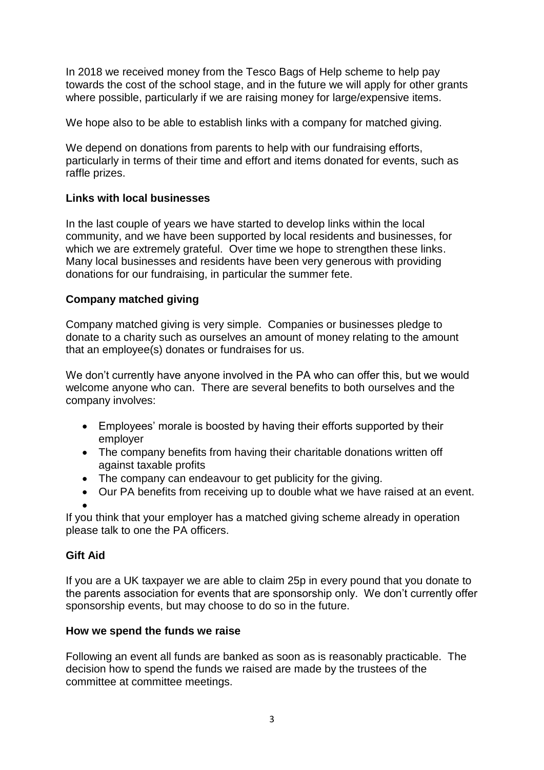In 2018 we received money from the Tesco Bags of Help scheme to help pay towards the cost of the school stage, and in the future we will apply for other grants where possible, particularly if we are raising money for large/expensive items.

We hope also to be able to establish links with a company for matched giving.

We depend on donations from parents to help with our fundraising efforts, particularly in terms of their time and effort and items donated for events, such as raffle prizes.

**Links with local businesses**

In the last couple of years we have started to develop links within the local community, and we have been supported by local residents and businesses, for which we are extremely grateful. Over time we hope to strengthen these links. Many local businesses and residents have been very generous with providing donations for our fundraising, in particular the summer fete.

**Company matched giving**

Company matched giving is very simple. Companies or businesses pledge to donate to a charity such as ourselves an amount of money relating to the amount that an employee(s) donates or fundraises for us.

We don't currently have anyone involved in the PA who can offer this, but we would welcome anyone who can. There are several benefits to both ourselves and the company involves:

- Employees' morale is boosted by having their efforts supported by their employer
- The company benefits from having their charitable donations written off against taxable profits
- The company can endeavour to get publicity for the giving.
- Our PA benefits from receiving up to double what we have raised at an event.

If you think that your employer has a matched giving scheme already in operation please talk to one the PA officers.

**Gift Aid**

If you are a UK taxpayer we are able to claim 25p in every pound that you donate to the parents association for events that are sponsorship only. We don't currently offer sponsorship events, but may choose to do so in the future.

**How we spend the funds we raise**

Following an event all funds are banked as soon as is reasonably practicable. The decision how to spend the funds we raised are made by the trustees of the committee at committee meetings.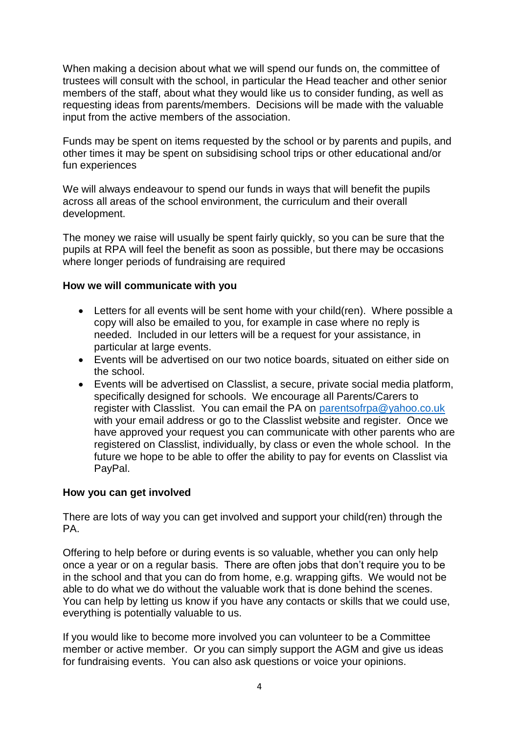When making a decision about what we will spend our funds on, the committee of trustees will consult with the school, in particular the Head teacher and other senior members of the staff, about what they would like us to consider funding, as well as requesting ideas from parents/members. Decisions will be made with the valuable input from the active members of the association.

Funds may be spent on items requested by the school or by parents and pupils, and other times it may be spent on subsidising school trips or other educational and/or fun experiences

We will always endeavour to spend our funds in ways that will benefit the pupils across all areas of the school environment, the curriculum and their overall development.

The money we raise will usually be spent fairly quickly, so you can be sure that the pupils at RPA will feel the benefit as soon as possible, but there may be occasions where longer periods of fundraising are required

**How we will communicate with you**

- Letters for all events will be sent home with your child(ren). Where possible a copy will also be emailed to you, for example in case where no reply is needed. Included in our letters will be a request for your assistance, in particular at large events.
- Events will be advertised on our two notice boards, situated on either side on the school.
- Events will be advertised on Classlist, a secure, private social media platform, specifically designed for schools. We encourage all Parents/Carers to register with Classlist. You can email the PA on parentsofrpa@yahoo.co.uk with your email address or go to the Classlist website and register. Once we have approved your request you can communicate with other parents who are registered on Classlist, individually, by class or even the whole school. In the future we hope to be able to offer the ability to pay for events on Classlist via PayPal.

**How you can get involved**

There are lots of way you can get involved and support your child(ren) through the PA.

Offering to help before or during events is so valuable, whether you can only help once a year or on a regular basis. There are often jobs that don't require you to be in the school and that you can do from home, e.g. wrapping gifts. We would not be able to do what we do without the valuable work that is done behind the scenes. You can help by letting us know if you have any contacts or skills that we could use, everything is potentially valuable to us.

If you would like to become more involved you can volunteer to be a Committee member or active member. Or you can simply support the AGM and give us ideas for fundraising events. You can also ask questions or voice your opinions.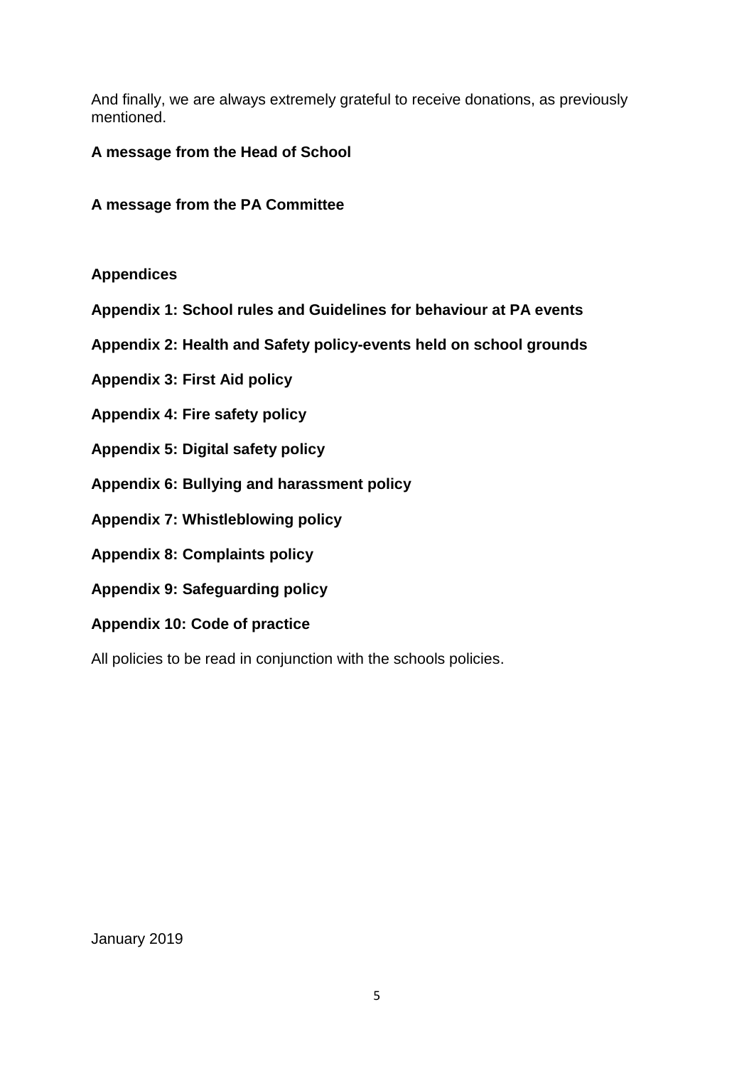And finally, we are always extremely grateful to receive donations, as previously mentioned.

**A message from the Head of School**

**A message from the PA Committee**

**Appendices**

**Appendix 1: School rules and Guidelines for behaviour at PA events**

**Appendix 2: Health and Safety policy-events held on school grounds**

**Appendix 3: First Aid policy**

**Appendix 4: Fire safety policy**

**Appendix 5: Digital safety policy**

**Appendix 6: Bullying and harassment policy**

**Appendix 7: Whistleblowing policy**

**Appendix 8: Complaints policy**

**Appendix 9: Safeguarding policy**

**Appendix 10: Code of practice**

All policies to be read in conjunction with the schools policies.

January 2019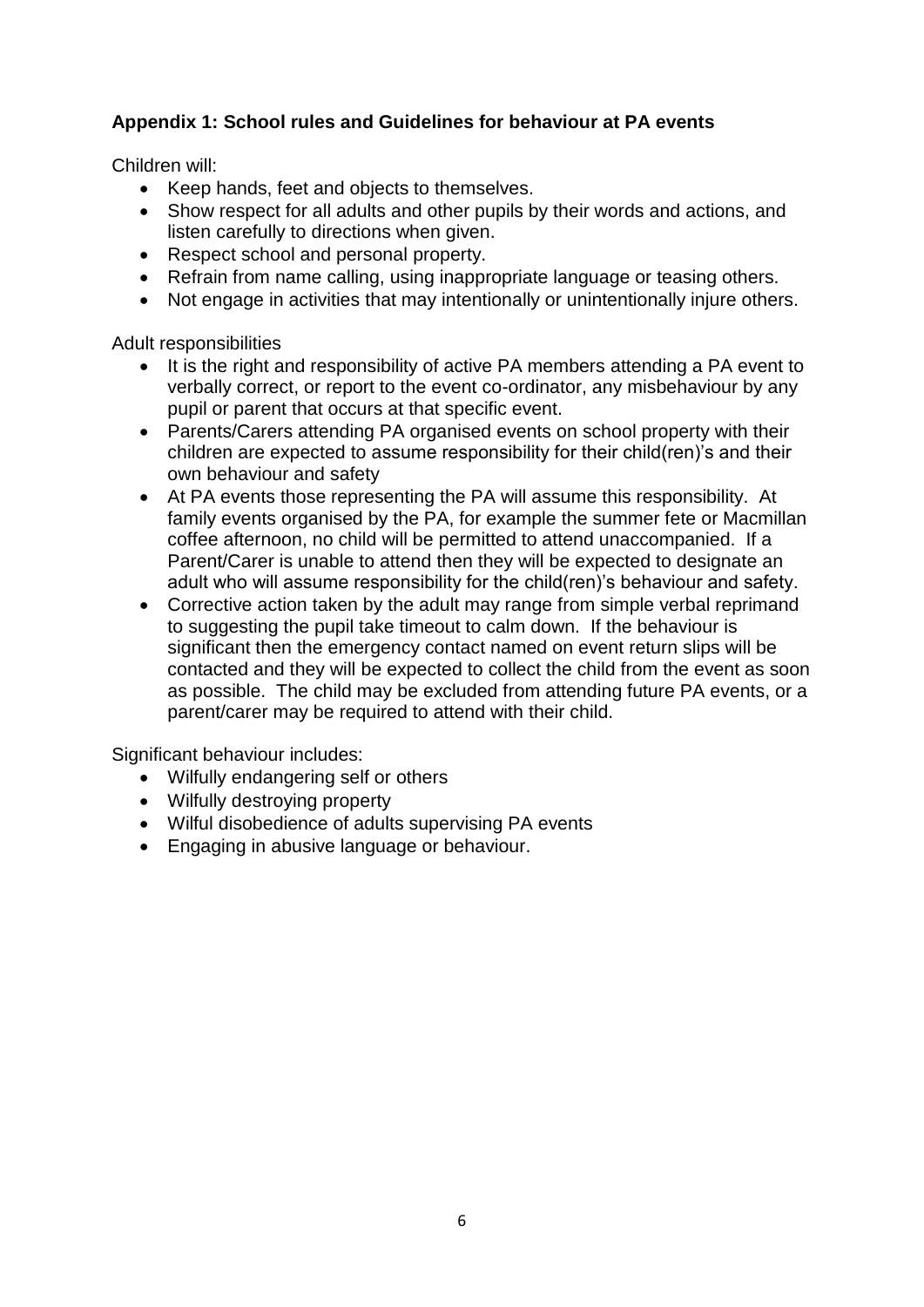### Appendix 1: School rules and Guidelines for behaviour at PA events

Children will:

- Keep hands, feet and objects to themselves.
- Show respect for all adults and other pupils by their words and actions, and listen carefully to directions when given.
- Respect school and personal property.
- Refrain from name calling, using inappropriate language or teasing others.
- Not engage in activities that may intentionally or unintentionally injure others.

Adult responsibilities

- It is the right and responsibility of active PA members attending a PA event to verbally correct, or report to the event co-ordinator, any misbehaviour by any pupil or parent that occurs at that specific event.
- Parents/Carers attending PA organised events on school property with their children are expected to assume responsibility for their child(ren)'s and their own behaviour and safety
- At PA events those representing the PA will assume this responsibility. At family events organised by the PA, for example the summer fete or Macmillan coffee afternoon, no child will be permitted to attend unaccompanied. If a Parent/Carer is unable to attend then they will be expected to designate an adult who will assume responsibility for the child(ren)'s behaviour and safety.
- Corrective action taken by the adult may range from simple verbal reprimand to suggesting the pupil take timeout to calm down. If the behaviour is significant then the emergency contact named on event return slips will be contacted and they will be expected to collect the child from the event as soon as possible. The child may be excluded from attending future PA events, or a parent/carer may be required to attend with their child.

Significant behaviour includes:

- Wilfully endangering self or others
- Wilfully destroying property
- Wilful disobedience of adults supervising PA events
- Engaging in abusive language or behaviour.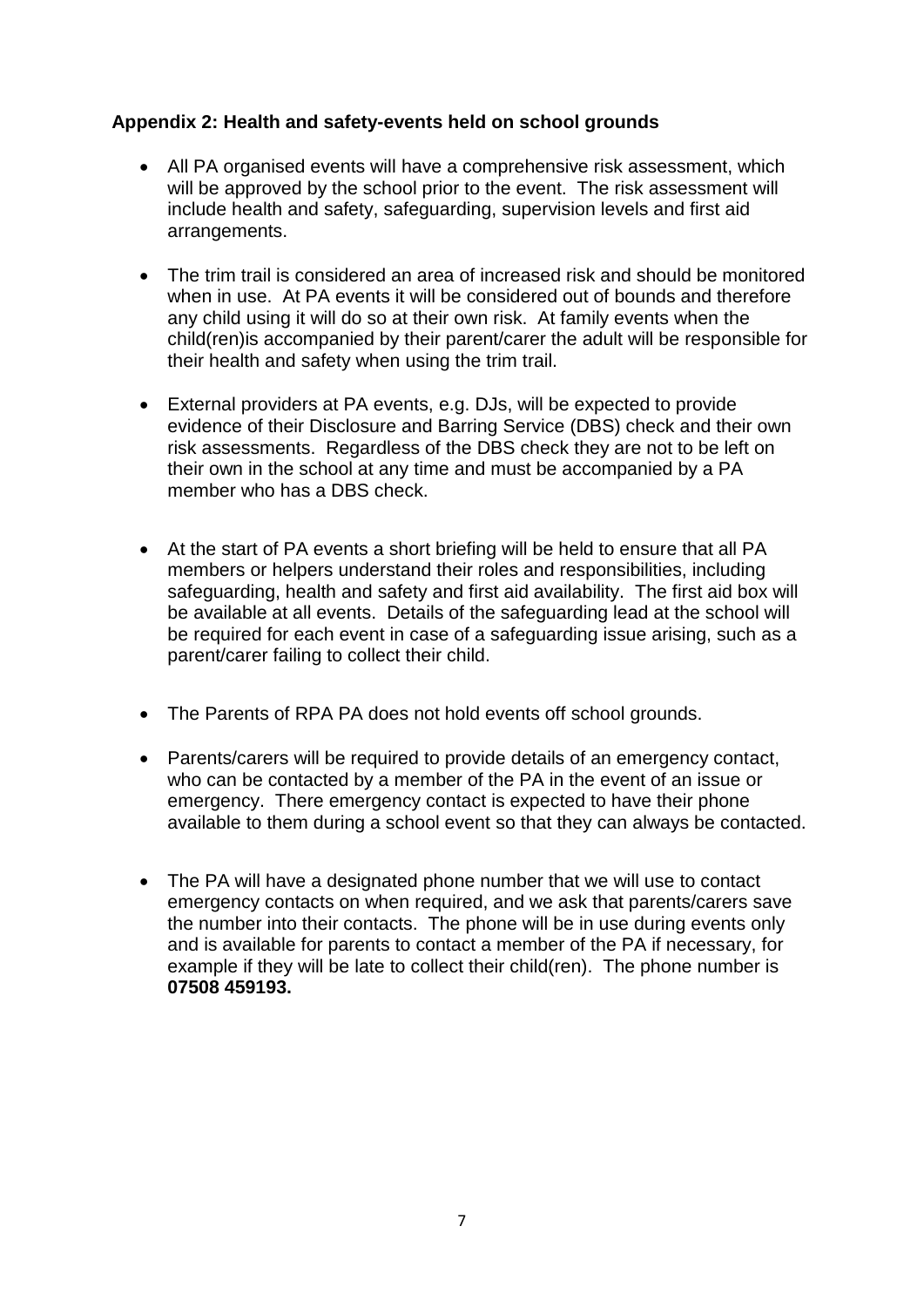**Appendix 2: Health and safety-events held on school grounds**

- All PA organised events will have a comprehensive risk assessment, which will be approved by the school prior to the event. The risk assessment will include health and safety, safeguarding, supervision levels and first aid arrangements.

- The trim trail is considered an area of increased risk and should be monitored when in use. At PA events it will be considered out of bounds and therefore any child using it will do so at their own risk. At family events when the child(ren)is accompanied by their parent/carer the adult will be responsible for their health and safety when using the trim trail.

- External providers at PA events, e.g. DJs, will be expected to provide evidence of their Disclosure and Barring Service (DBS) check and their own risk assessments. Regardless of the DBS check they are not to be left on their own in the school at any time and must be accompanied by a PA member who has a DBS check.

- At the start of PA events a short briefing will be held to ensure that all PA members or helpers understand their roles and responsibilities, including safeguarding, health and safety and first aid availability. The first aid box will be available at all events. Details of the safeguarding lead at the school will be required for each event in case of a safeguarding issue arising, such as a parent/carer failing to collect their child.

- The Parents of RPA PA does not hold events off school grounds.

- Parents/carers will be required to provide details of an emergency contact, who can be contacted by a member of the PA in the event of an issue or emergency. There emergency contact is expected to have their phone available to them during a school event so that they can always be contacted.

- The PA will have a designated phone number that we will use to contact emergency contacts on when required, and we ask that parents/carers save the number into their contacts. The phone will be in use during events only and is available for parents to contact a member of the PA if necessary, for example if they will be late to collect their child(ren). The phone number is **07508 459193.**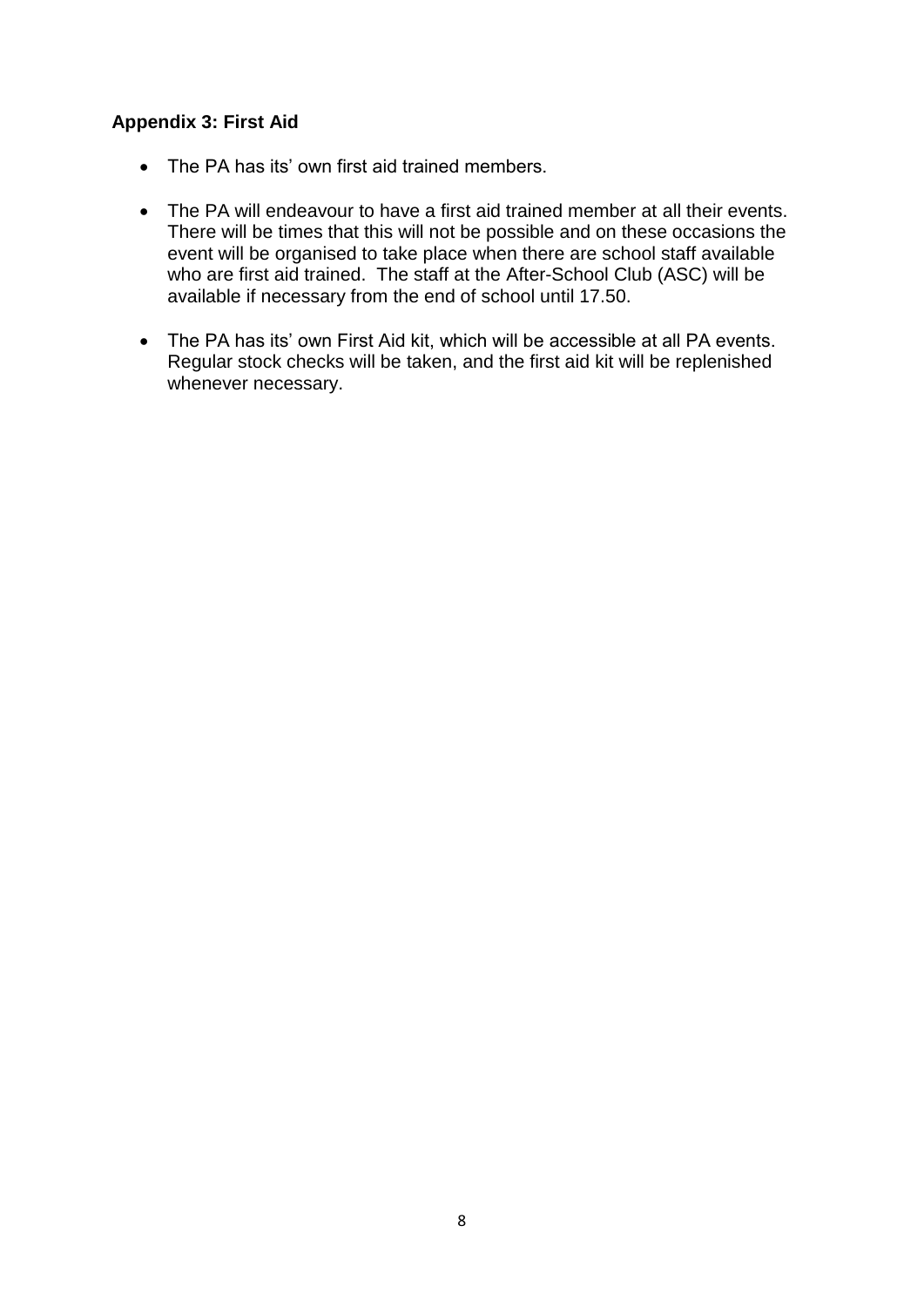**Appendix 3: First Aid**

- The PA has its' own first aid trained members.
- The PA will endeavour to have a first aid trained member at all their events. There will be times that this will not be possible and on these occasions the event will be organised to take place when there are school staff available who are first aid trained. The staff at the After-School Club (ASC) will be available if necessary from the end of school until 17.50.
- The PA has its' own First Aid kit, which will be accessible at all PA events. Regular stock checks will be taken, and the first aid kit will be replenished whenever necessary.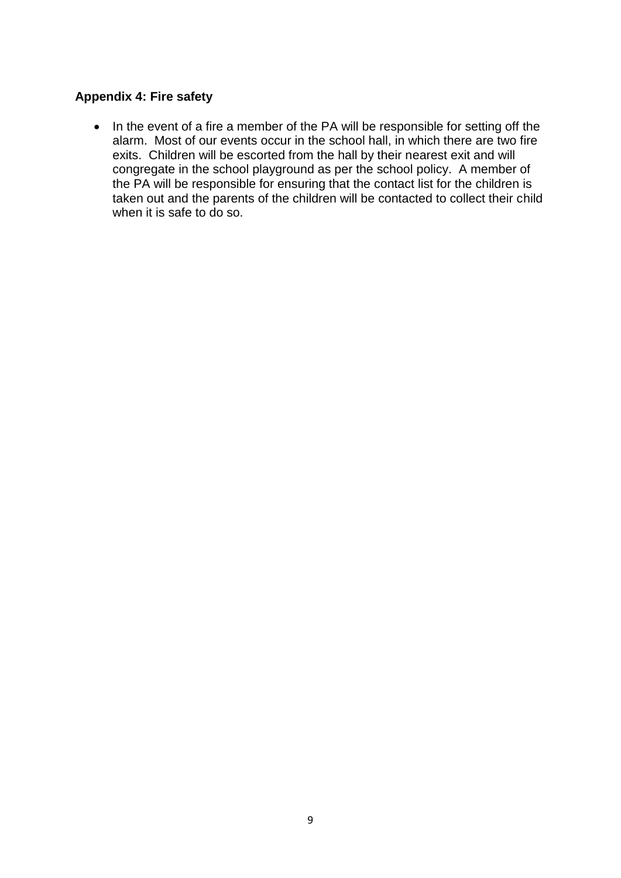### Appendix 4: Fire safety

- In the event of a fire a member of the PA will be responsible for setting off the alarm. Most of our events occur in the school hall, in which there are two fire exits. Children will be escorted from the hall by their nearest exit and will congregate in the school playground as per the school policy. A member of the PA will be responsible for ensuring that the contact list for the children is taken out and the parents of the children will be contacted to collect their child when it is safe to do so.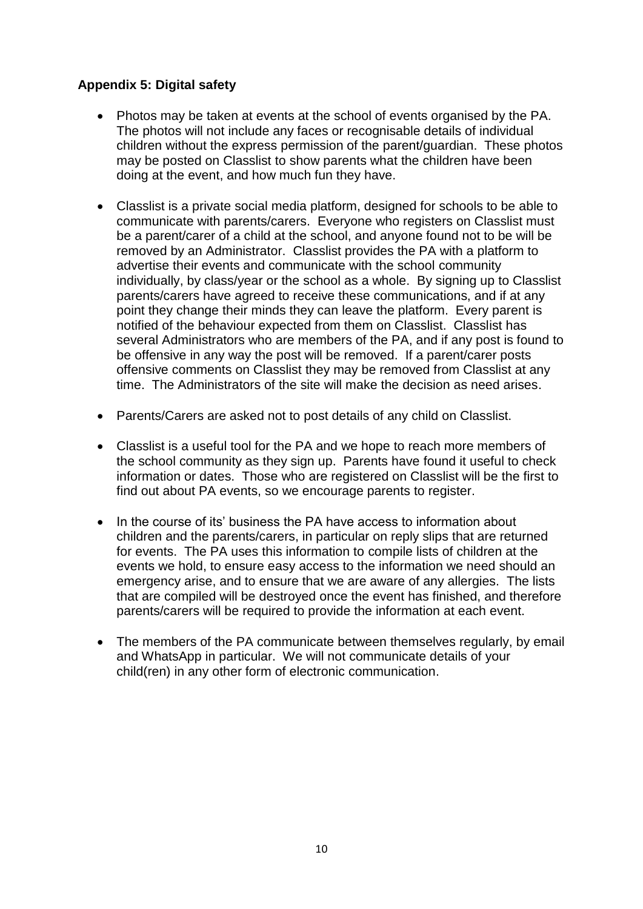**Appendix 5: Digital safety**

- Photos may be taken at events at the school of events organised by the PA. The photos will not include any faces or recognisable details of individual children without the express permission of the parent/guardian. These photos may be posted on Classlist to show parents what the children have been doing at the event, and how much fun they have.

- Classlist is a private social media platform, designed for schools to be able to communicate with parents/carers. Everyone who registers on Classlist must be a parent/carer of a child at the school, and anyone found not to be will be removed by an Administrator. Classlist provides the PA with a platform to advertise their events and communicate with the school community individually, by class/year or the school as a whole. By signing up to Classlist parents/carers have agreed to receive these communications, and if at any point they change their minds they can leave the platform. Every parent is notified of the behaviour expected from them on Classlist. Classlist has several Administrators who are members of the PA, and if any post is found to be offensive in any way the post will be removed. If a parent/carer posts offensive comments on Classlist they may be removed from Classlist at any time. The Administrators of the site will make the decision as need arises.

- Parents/Carers are asked not to post details of any child on Classlist.

- Classlist is a useful tool for the PA and we hope to reach more members of the school community as they sign up. Parents have found it useful to check information or dates. Those who are registered on Classlist will be the first to find out about PA events, so we encourage parents to register.

- In the course of its' business the PA have access to information about children and the parents/carers, in particular on reply slips that are returned for events. The PA uses this information to compile lists of children at the events we hold, to ensure easy access to the information we need should an emergency arise, and to ensure that we are aware of any allergies. The lists that are compiled will be destroyed once the event has finished, and therefore parents/carers will be required to provide the information at each event.

- The members of the PA communicate between themselves regularly, by email and WhatsApp in particular. We will not communicate details of your child(ren) in any other form of electronic communication.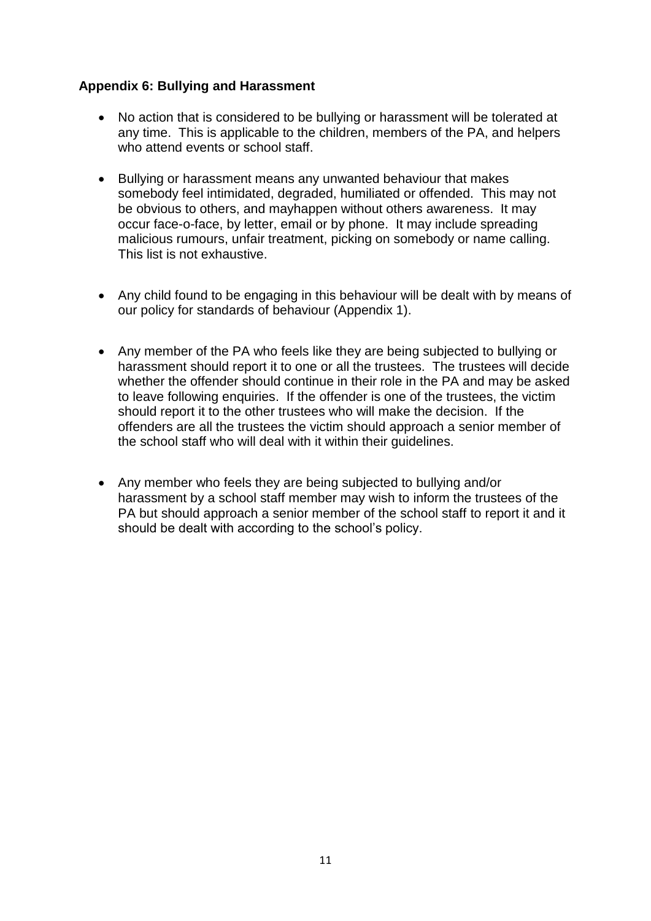**Appendix 6: Bullying and Harassment**

- No action that is considered to be bullying or harassment will be tolerated at any time. This is applicable to the children, members of the PA, and helpers who attend events or school staff.

- Bullying or harassment means any unwanted behaviour that makes somebody feel intimidated, degraded, humiliated or offended. This may not be obvious to others, and mayhappen without others awareness. It may occur face-o-face, by letter, email or by phone. It may include spreading malicious rumours, unfair treatment, picking on somebody or name calling. This list is not exhaustive.

- Any child found to be engaging in this behaviour will be dealt with by means of our policy for standards of behaviour (Appendix 1).

- Any member of the PA who feels like they are being subjected to bullying or harassment should report it to one or all the trustees. The trustees will decide whether the offender should continue in their role in the PA and may be asked to leave following enquiries. If the offender is one of the trustees, the victim should report it to the other trustees who will make the decision. If the offenders are all the trustees the victim should approach a senior member of the school staff who will deal with it within their guidelines.

- Any member who feels they are being subjected to bullying and/or harassment by a school staff member may wish to inform the trustees of the PA but should approach a senior member of the school staff to report it and it should be dealt with according to the school's policy.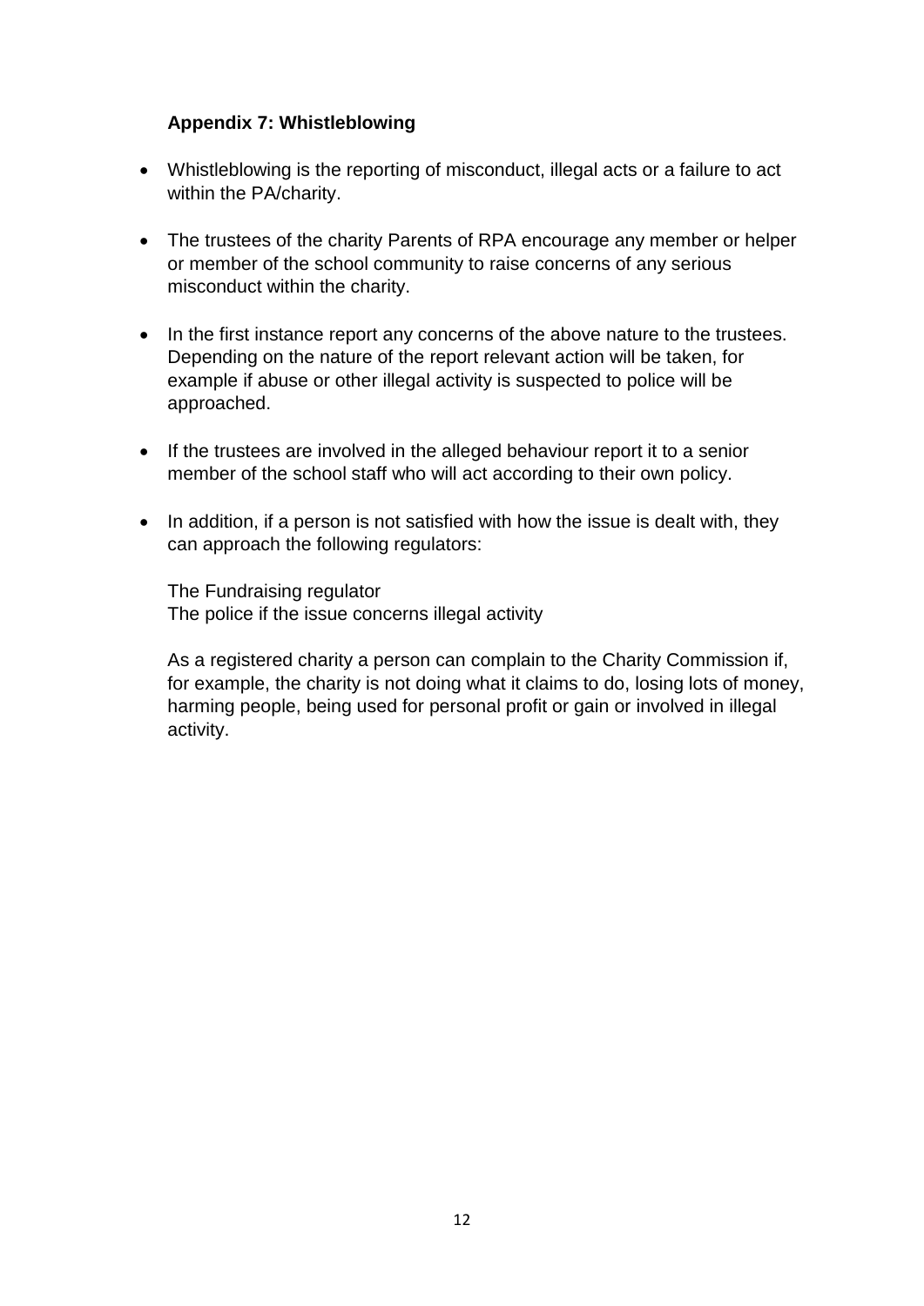### Appendix 7: Whistleblowing

- Whistleblowing is the reporting of misconduct, illegal acts or a failure to act within the PA/charity.
- The trustees of the charity Parents of RPA encourage any member or helper or member of the school community to raise concerns of any serious misconduct within the charity.
- In the first instance report any concerns of the above nature to the trustees. Depending on the nature of the report relevant action will be taken, for example if abuse or other illegal activity is suspected to police will be approached.
- If the trustees are involved in the alleged behaviour report it to a senior member of the school staff who will act according to their own policy.
- In addition, if a person is not satisfied with how the issue is dealt with, they can approach the following regulators:

  The Fundraising regulator
  The police if the issue concerns illegal activity

  As a registered charity a person can complain to the Charity Commission if, for example, the charity is not doing what it claims to do, losing lots of money, harming people, being used for personal profit or gain or involved in illegal activity.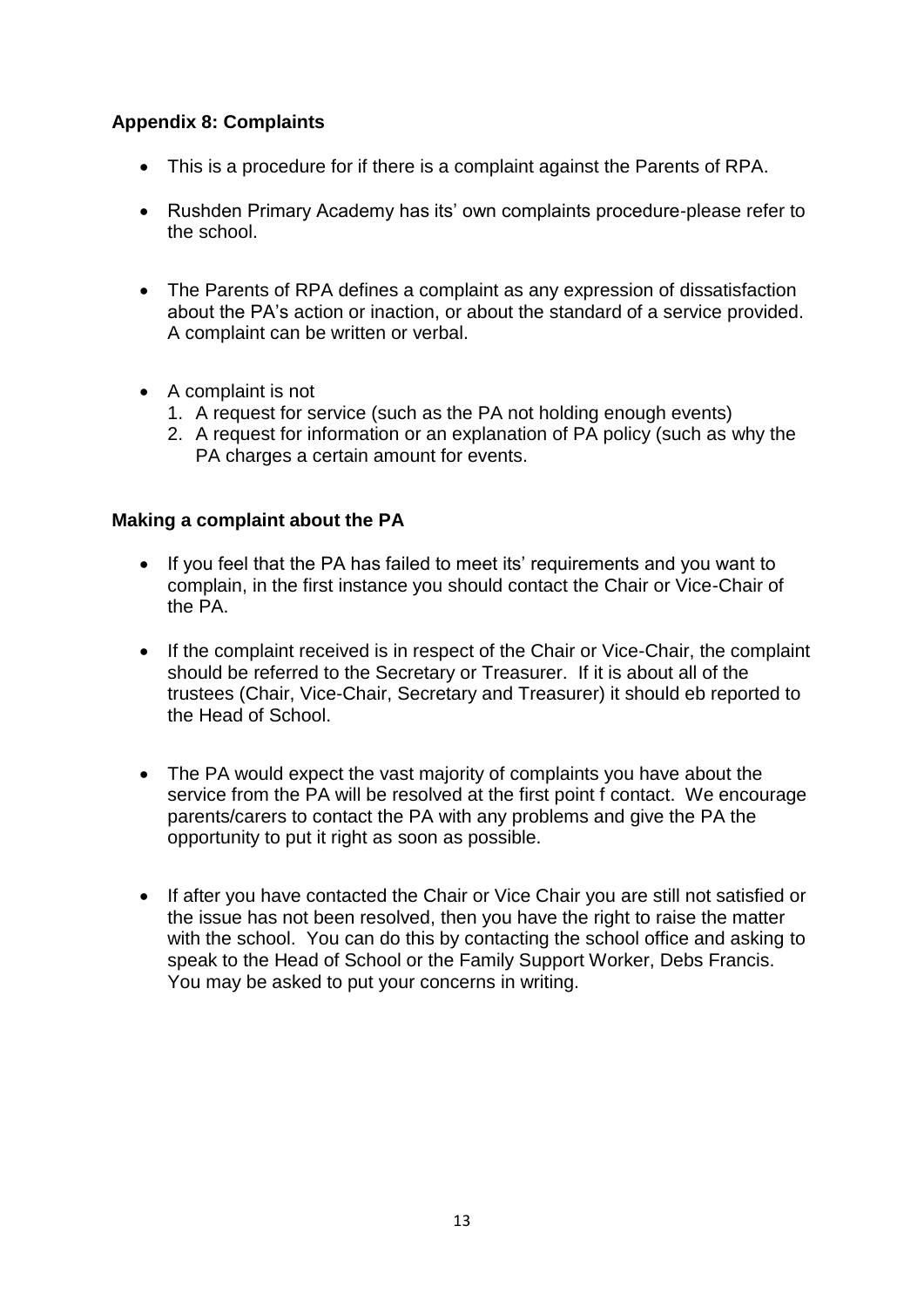### Appendix 8: Complaints

- This is a procedure for if there is a complaint against the Parents of RPA.
- Rushden Primary Academy has its' own complaints procedure-please refer to the school.
- The Parents of RPA defines a complaint as any expression of dissatisfaction about the PA's action or inaction, or about the standard of a service provided. A complaint can be written or verbal.
- A complaint is not
  1. A request for service (such as the PA not holding enough events)
  2. A request for information or an explanation of PA policy (such as why the PA charges a certain amount for events.

### Making a complaint about the PA

- If you feel that the PA has failed to meet its' requirements and you want to complain, in the first instance you should contact the Chair or Vice-Chair of the PA.
- If the complaint received is in respect of the Chair or Vice-Chair, the complaint should be referred to the Secretary or Treasurer. If it is about all of the trustees (Chair, Vice-Chair, Secretary and Treasurer) it should eb reported to the Head of School.
- The PA would expect the vast majority of complaints you have about the service from the PA will be resolved at the first point f contact. We encourage parents/carers to contact the PA with any problems and give the PA the opportunity to put it right as soon as possible.
- If after you have contacted the Chair or Vice Chair you are still not satisfied or the issue has not been resolved, then you have the right to raise the matter with the school. You can do this by contacting the school office and asking to speak to the Head of School or the Family Support Worker, Debs Francis. You may be asked to put your concerns in writing.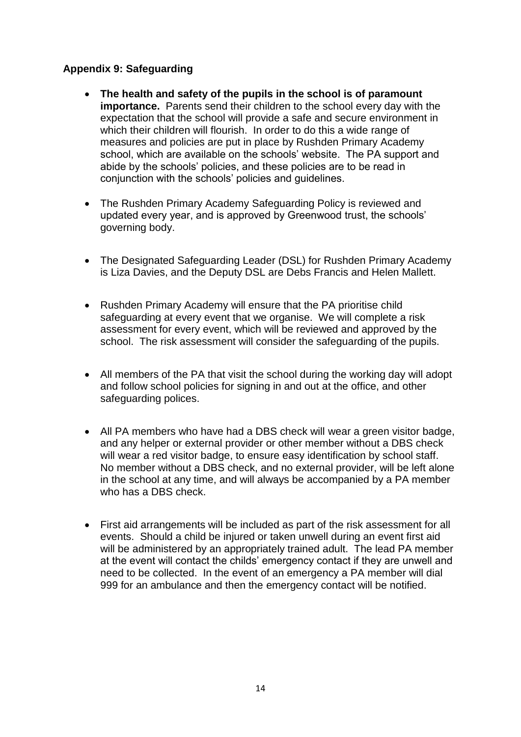## Appendix 9: Safeguarding

- **The health and safety of the pupils in the school is of paramount importance.** Parents send their children to the school every day with the expectation that the school will provide a safe and secure environment in which their children will flourish. In order to do this a wide range of measures and policies are put in place by Rushden Primary Academy school, which are available on the schools' website. The PA support and abide by the schools' policies, and these policies are to be read in conjunction with the schools' policies and guidelines.

- The Rushden Primary Academy Safeguarding Policy is reviewed and updated every year, and is approved by Greenwood trust, the schools' governing body.

- The Designated Safeguarding Leader (DSL) for Rushden Primary Academy is Liza Davies, and the Deputy DSL are Debs Francis and Helen Mallett.

- Rushden Primary Academy will ensure that the PA prioritise child safeguarding at every event that we organise. We will complete a risk assessment for every event, which will be reviewed and approved by the school. The risk assessment will consider the safeguarding of the pupils.

- All members of the PA that visit the school during the working day will adopt and follow school policies for signing in and out at the office, and other safeguarding polices.

- All PA members who have had a DBS check will wear a green visitor badge, and any helper or external provider or other member without a DBS check will wear a red visitor badge, to ensure easy identification by school staff. No member without a DBS check, and no external provider, will be left alone in the school at any time, and will always be accompanied by a PA member who has a DBS check.

- First aid arrangements will be included as part of the risk assessment for all events. Should a child be injured or taken unwell during an event first aid will be administered by an appropriately trained adult. The lead PA member at the event will contact the childs' emergency contact if they are unwell and need to be collected. In the event of an emergency a PA member will dial 999 for an ambulance and then the emergency contact will be notified.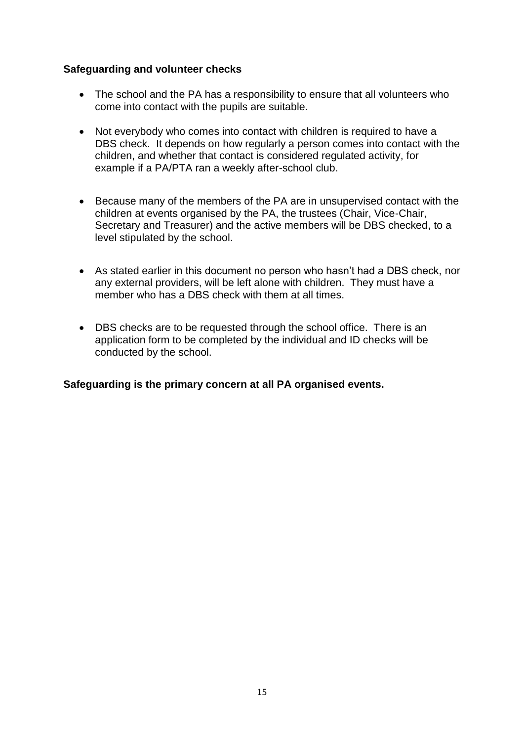**Safeguarding and volunteer checks**

- The school and the PA has a responsibility to ensure that all volunteers who come into contact with the pupils are suitable.
- Not everybody who comes into contact with children is required to have a DBS check. It depends on how regularly a person comes into contact with the children, and whether that contact is considered regulated activity, for example if a PA/PTA ran a weekly after-school club.
- Because many of the members of the PA are in unsupervised contact with the children at events organised by the PA, the trustees (Chair, Vice-Chair, Secretary and Treasurer) and the active members will be DBS checked, to a level stipulated by the school.
- As stated earlier in this document no person who hasn't had a DBS check, nor any external providers, will be left alone with children. They must have a member who has a DBS check with them at all times.
- DBS checks are to be requested through the school office. There is an application form to be completed by the individual and ID checks will be conducted by the school.

**Safeguarding is the primary concern at all PA organised events.**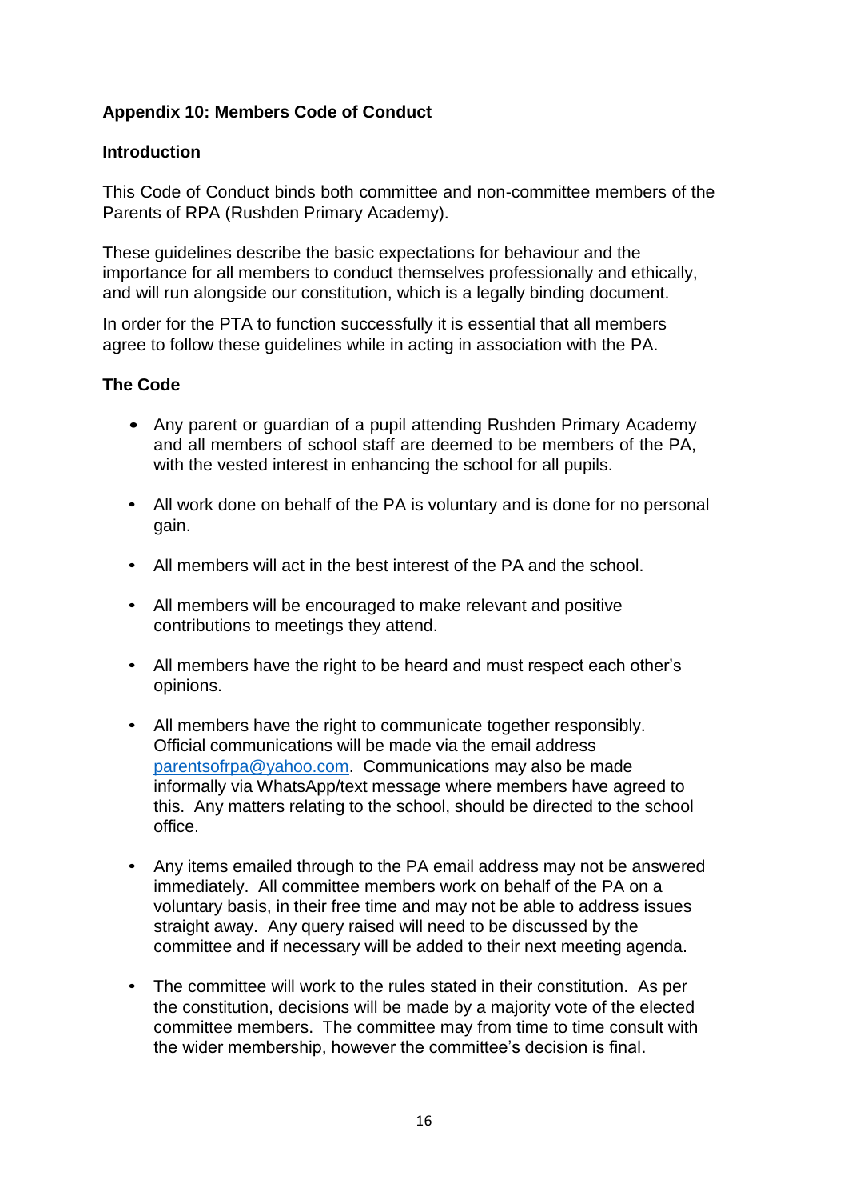### Appendix 10: Members Code of Conduct

#### Introduction

This Code of Conduct binds both committee and non-committee members of the Parents of RPA (Rushden Primary Academy).

These guidelines describe the basic expectations for behaviour and the importance for all members to conduct themselves professionally and ethically, and will run alongside our constitution, which is a legally binding document.

In order for the PTA to function successfully it is essential that all members agree to follow these guidelines while in acting in association with the PA.

#### The Code

- Any parent or guardian of a pupil attending Rushden Primary Academy and all members of school staff are deemed to be members of the PA, with the vested interest in enhancing the school for all pupils.
- All work done on behalf of the PA is voluntary and is done for no personal gain.
- All members will act in the best interest of the PA and the school.
- All members will be encouraged to make relevant and positive contributions to meetings they attend.
- All members have the right to be heard and must respect each other's opinions.
- All members have the right to communicate together responsibly. Official communications will be made via the email address parentsofrpa@yahoo.com. Communications may also be made informally via WhatsApp/text message where members have agreed to this. Any matters relating to the school, should be directed to the school office.
- Any items emailed through to the PA email address may not be answered immediately. All committee members work on behalf of the PA on a voluntary basis, in their free time and may not be able to address issues straight away. Any query raised will need to be discussed by the committee and if necessary will be added to their next meeting agenda.
- The committee will work to the rules stated in their constitution. As per the constitution, decisions will be made by a majority vote of the elected committee members. The committee may from time to time consult with the wider membership, however the committee's decision is final.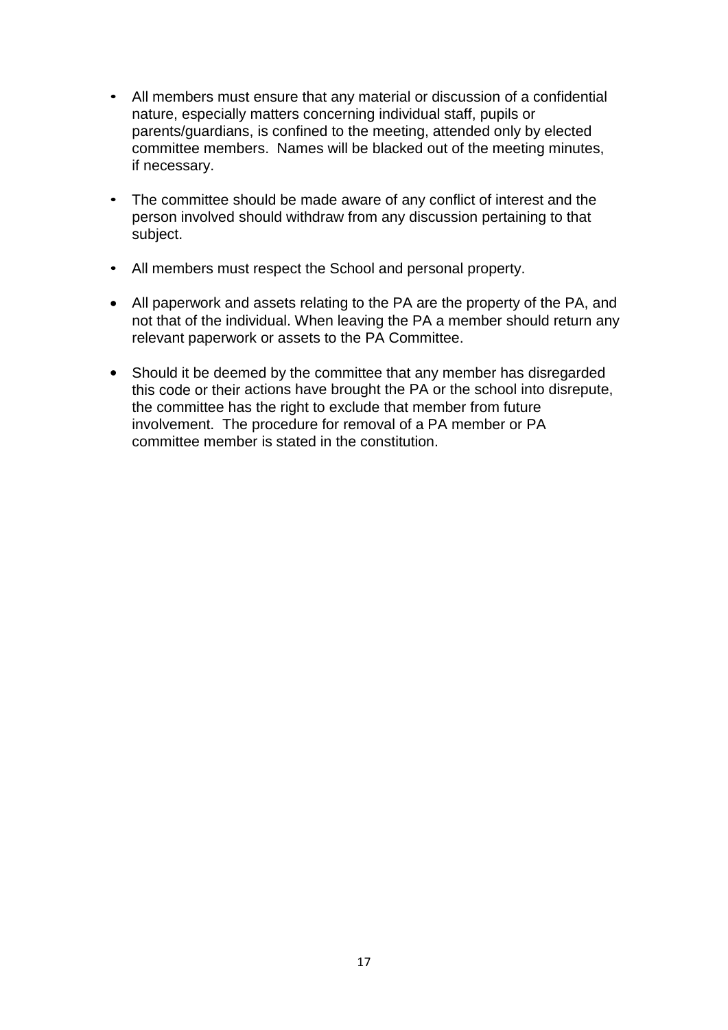- All members must ensure that any material or discussion of a confidential nature, especially matters concerning individual staff, pupils or parents/guardians, is confined to the meeting, attended only by elected committee members. Names will be blacked out of the meeting minutes, if necessary.

- The committee should be made aware of any conflict of interest and the person involved should withdraw from any discussion pertaining to that subject.

- All members must respect the School and personal property.

- All paperwork and assets relating to the PA are the property of the PA, and not that of the individual. When leaving the PA a member should return any relevant paperwork or assets to the PA Committee.

- Should it be deemed by the committee that any member has disregarded this code or their actions have brought the PA or the school into disrepute, the committee has the right to exclude that member from future involvement. The procedure for removal of a PA member or PA committee member is stated in the constitution.